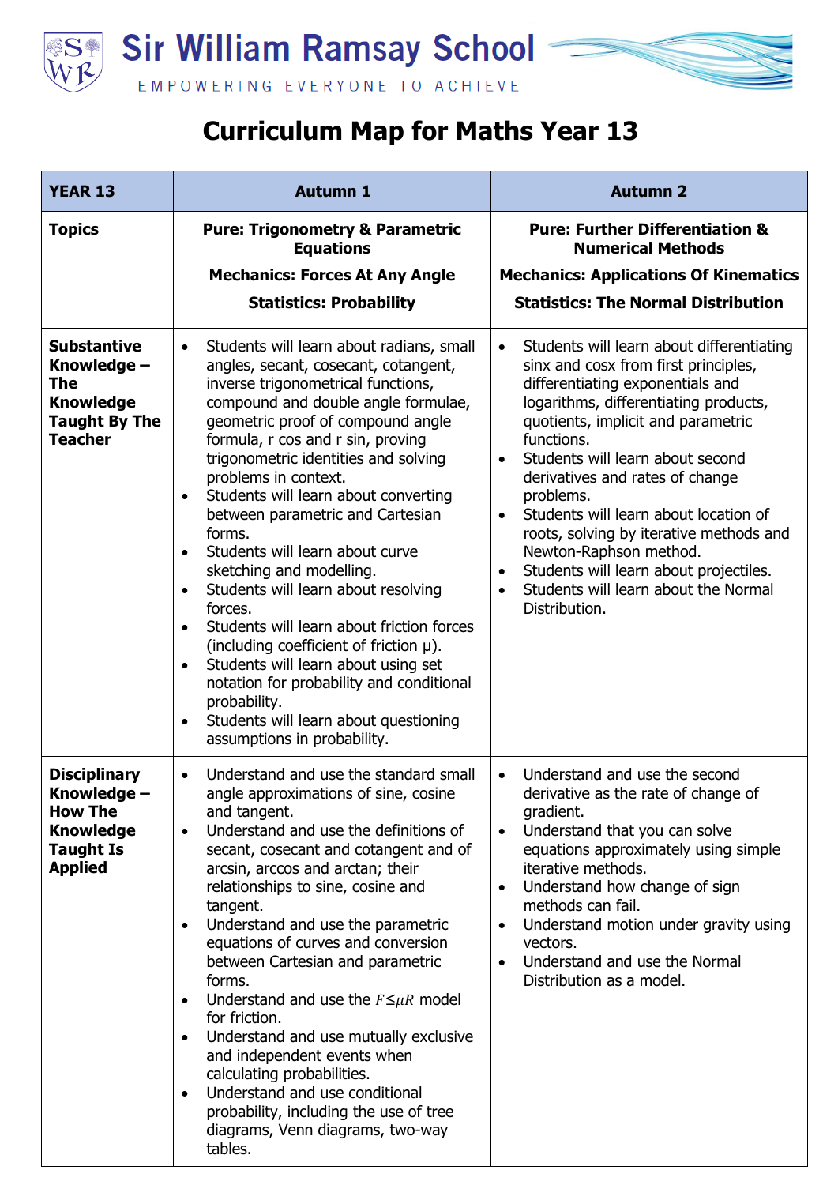# Sir William Ramsay School

EMPOWERING EVERYONE TO ACHIEVE

## Curriculum Map for Maths Year 13

| YEAR 13 | Autumn 1 | Autumn 2 |
|---|---|---|
| **Topics** | **Pure: Trigonometry & Parametric Equations**<br>**Mechanics: Forces At Any Angle**<br>**Statistics: Probability** | **Pure: Further Differentiation & Numerical Methods**<br>**Mechanics: Applications Of Kinematics**<br>**Statistics: The Normal Distribution** |
| **Substantive Knowledge – The Knowledge Taught By The Teacher** | • Students will learn about radians, small angles, secant, cosecant, cotangent, inverse trigonometrical functions, compound and double angle formulae, geometric proof of compound angle formula, r cos and r sin, proving trigonometric identities and solving problems in context.<br>• Students will learn about converting between parametric and Cartesian forms.<br>• Students will learn about curve sketching and modelling.<br>• Students will learn about resolving forces.<br>• Students will learn about friction forces (including coefficient of friction μ).<br>• Students will learn about using set notation for probability and conditional probability.<br>• Students will learn about questioning assumptions in probability. | • Students will learn about differentiating sinx and cosx from first principles, differentiating exponentials and logarithms, differentiating products, quotients, implicit and parametric functions.<br>• Students will learn about second derivatives and rates of change problems.<br>• Students will learn about location of roots, solving by iterative methods and Newton-Raphson method.<br>• Students will learn about projectiles.<br>• Students will learn about the Normal Distribution. |
| **Disciplinary Knowledge – How The Knowledge Taught Is Applied** | • Understand and use the standard small angle approximations of sine, cosine and tangent.<br>• Understand and use the definitions of secant, cosecant and cotangent and of arcsin, arccos and arctan; their relationships to sine, cosine and tangent.<br>• Understand and use the parametric equations of curves and conversion between Cartesian and parametric forms.<br>• Understand and use the $F \leq \mu R$ model for friction.<br>• Understand and use mutually exclusive and independent events when calculating probabilities.<br>• Understand and use conditional probability, including the use of tree diagrams, Venn diagrams, two-way tables. | • Understand and use the second derivative as the rate of change of gradient.<br>• Understand that you can solve equations approximately using simple iterative methods.<br>• Understand how change of sign methods can fail.<br>• Understand motion under gravity using vectors.<br>• Understand and use the Normal Distribution as a model. |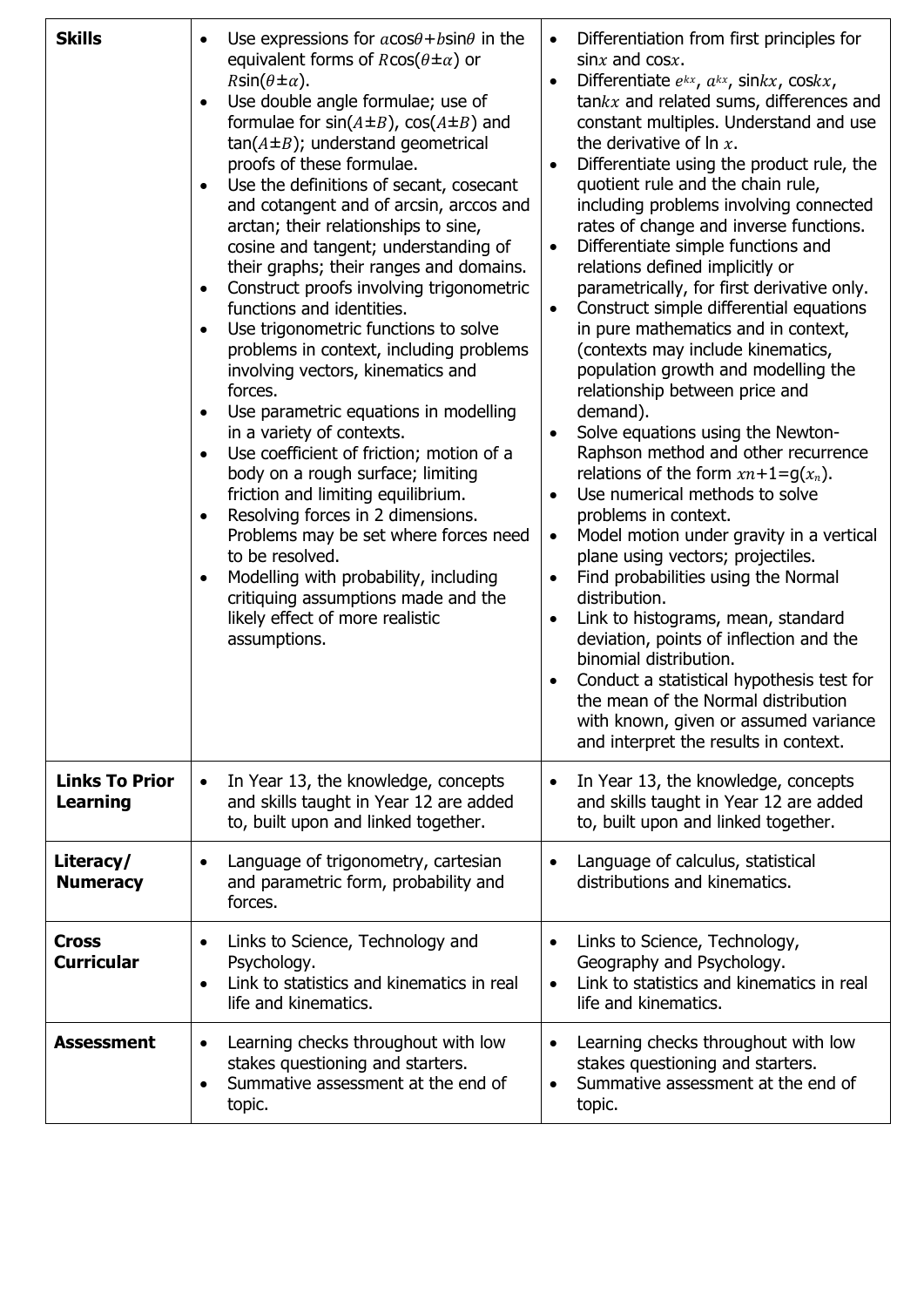| **Skills** | <ul><li>Use expressions for $a\cos\theta+b\sin\theta$ in the equivalent forms of $R\cos(\theta\pm\alpha)$ or $R\sin(\theta\pm\alpha)$.</li><li>Use double angle formulae; use of formulae for $\sin(A\pm B)$, $\cos(A\pm B)$ and $\tan(A\pm B)$; understand geometrical proofs of these formulae.</li><li>Use the definitions of secant, cosecant and cotangent and of arcsin, arccos and arctan; their relationships to sine, cosine and tangent; understanding of their graphs; their ranges and domains.</li><li>Construct proofs involving trigonometric functions and identities.</li><li>Use trigonometric functions to solve problems in context, including problems involving vectors, kinematics and forces.</li><li>Use parametric equations in modelling in a variety of contexts.</li><li>Use coefficient of friction; motion of a body on a rough surface; limiting friction and limiting equilibrium.</li><li>Resolving forces in 2 dimensions. Problems may be set where forces need to be resolved.</li><li>Modelling with probability, including critiquing assumptions made and the likely effect of more realistic assumptions.</li></ul> | <ul><li>Differentiation from first principles for $\sin x$ and $\cos x$.</li><li>Differentiate $e^{kx}$, $a^{kx}$, $\sin kx$, $\cos kx$, $\tan kx$ and related sums, differences and constant multiples. Understand and use the derivative of $\ln x$.</li><li>Differentiate using the product rule, the quotient rule and the chain rule, including problems involving connected rates of change and inverse functions.</li><li>Differentiate simple functions and relations defined implicitly or parametrically, for first derivative only.</li><li>Construct simple differential equations in pure mathematics and in context, (contexts may include kinematics, population growth and modelling the relationship between price and demand).</li><li>Solve equations using the Newton-Raphson method and other recurrence relations of the form $xn+1=g(x_n)$.</li><li>Use numerical methods to solve problems in context.</li><li>Model motion under gravity in a vertical plane using vectors; projectiles.</li><li>Find probabilities using the Normal distribution.</li><li>Link to histograms, mean, standard deviation, points of inflection and the binomial distribution.</li><li>Conduct a statistical hypothesis test for the mean of the Normal distribution with known, given or assumed variance and interpret the results in context.</li></ul> |
|---|---|---|
| **Links To Prior Learning** | <ul><li>In Year 13, the knowledge, concepts and skills taught in Year 12 are added to, built upon and linked together.</li></ul> | <ul><li>In Year 13, the knowledge, concepts and skills taught in Year 12 are added to, built upon and linked together.</li></ul> |
| **Literacy/ Numeracy** | <ul><li>Language of trigonometry, cartesian and parametric form, probability and forces.</li></ul> | <ul><li>Language of calculus, statistical distributions and kinematics.</li></ul> |
| **Cross Curricular** | <ul><li>Links to Science, Technology and Psychology.</li><li>Link to statistics and kinematics in real life and kinematics.</li></ul> | <ul><li>Links to Science, Technology, Geography and Psychology.</li><li>Link to statistics and kinematics in real life and kinematics.</li></ul> |
| **Assessment** | <ul><li>Learning checks throughout with low stakes questioning and starters.</li><li>Summative assessment at the end of topic.</li></ul> | <ul><li>Learning checks throughout with low stakes questioning and starters.</li><li>Summative assessment at the end of topic.</li></ul> |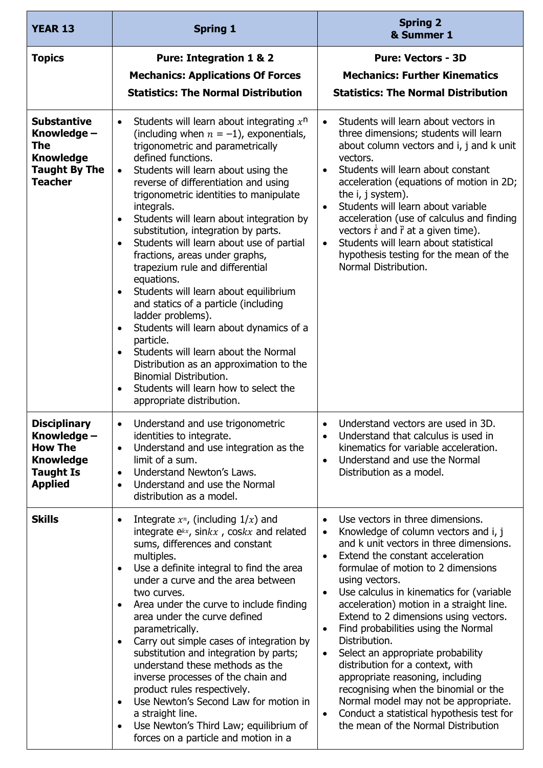| YEAR 13 | Spring 1 | Spring 2 & Summer 1 |
| --- | --- | --- |
| **Topics** | **Pure: Integration 1 & 2**<br>**Mechanics: Applications Of Forces**<br>**Statistics: The Normal Distribution** | **Pure: Vectors - 3D**<br>**Mechanics: Further Kinematics**<br>**Statistics: The Normal Distribution** |
| **Substantive Knowledge – The Knowledge Taught By The Teacher** | • Students will learn about integrating $x^n$ (including when $n = -1$), exponentials, trigonometric and parametrically defined functions.<br>• Students will learn about using the reverse of differentiation and using trigonometric identities to manipulate integrals.<br>• Students will learn about integration by substitution, integration by parts.<br>• Students will learn about use of partial fractions, areas under graphs, trapezium rule and differential equations.<br>• Students will learn about equilibrium and statics of a particle (including ladder problems).<br>• Students will learn about dynamics of a particle.<br>• Students will learn about the Normal Distribution as an approximation to the Binomial Distribution.<br>• Students will learn how to select the appropriate distribution. | • Students will learn about vectors in three dimensions; students will learn about column vectors and i, j and k unit vectors.<br>• Students will learn about constant acceleration (equations of motion in 2D; the i, j system).<br>• Students will learn about variable acceleration (use of calculus and finding vectors $\dot{r}$ and $\ddot{r}$ at a given time).<br>• Students will learn about statistical hypothesis testing for the mean of the Normal Distribution. |
| **Disciplinary Knowledge – How The Knowledge Taught Is Applied** | • Understand and use trigonometric identities to integrate.<br>• Understand and use integration as the limit of a sum.<br>• Understand Newton's Laws.<br>• Understand and use the Normal distribution as a model. | • Understand vectors are used in 3D.<br>• Understand that calculus is used in kinematics for variable acceleration.<br>• Understand and use the Normal Distribution as a model. |
| **Skills** | • Integrate $x^n$, (including $1/x$) and integrate $e^{kx}$, $\sin kx$, $\cos kx$ and related sums, differences and constant multiples.<br>• Use a definite integral to find the area under a curve and the area between two curves.<br>• Area under the curve to include finding area under the curve defined parametrically.<br>• Carry out simple cases of integration by substitution and integration by parts; understand these methods as the inverse processes of the chain and product rules respectively.<br>• Use Newton's Second Law for motion in a straight line.<br>• Use Newton's Third Law; equilibrium of forces on a particle and motion in a | • Use vectors in three dimensions.<br>• Knowledge of column vectors and i, j and k unit vectors in three dimensions.<br>• Extend the constant acceleration formulae of motion to 2 dimensions using vectors.<br>• Use calculus in kinematics for (variable acceleration) motion in a straight line. Extend to 2 dimensions using vectors.<br>• Find probabilities using the Normal Distribution.<br>• Select an appropriate probability distribution for a context, with appropriate reasoning, including recognising when the binomial or the Normal model may not be appropriate.<br>• Conduct a statistical hypothesis test for the mean of the Normal Distribution |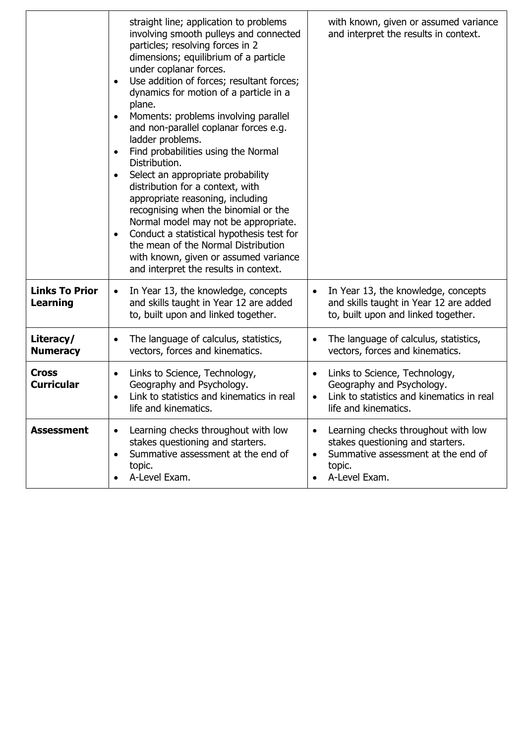| | | |
|---|---|---|
| | straight line; application to problems involving smooth pulleys and connected particles; resolving forces in 2 dimensions; equilibrium of a particle under coplanar forces.<br>• Use addition of forces; resultant forces; dynamics for motion of a particle in a plane.<br>• Moments: problems involving parallel and non-parallel coplanar forces e.g. ladder problems.<br>• Find probabilities using the Normal Distribution.<br>• Select an appropriate probability distribution for a context, with appropriate reasoning, including recognising when the binomial or the Normal model may not be appropriate.<br>• Conduct a statistical hypothesis test for the mean of the Normal Distribution with known, given or assumed variance and interpret the results in context. | with known, given or assumed variance and interpret the results in context. |
| **Links To Prior Learning** | • In Year 13, the knowledge, concepts and skills taught in Year 12 are added to, built upon and linked together. | • In Year 13, the knowledge, concepts and skills taught in Year 12 are added to, built upon and linked together. |
| **Literacy/ Numeracy** | • The language of calculus, statistics, vectors, forces and kinematics. | • The language of calculus, statistics, vectors, forces and kinematics. |
| **Cross Curricular** | • Links to Science, Technology, Geography and Psychology.<br>• Link to statistics and kinematics in real life and kinematics. | • Links to Science, Technology, Geography and Psychology.<br>• Link to statistics and kinematics in real life and kinematics. |
| **Assessment** | • Learning checks throughout with low stakes questioning and starters.<br>• Summative assessment at the end of topic.<br>• A-Level Exam. | • Learning checks throughout with low stakes questioning and starters.<br>• Summative assessment at the end of topic.<br>• A-Level Exam. |